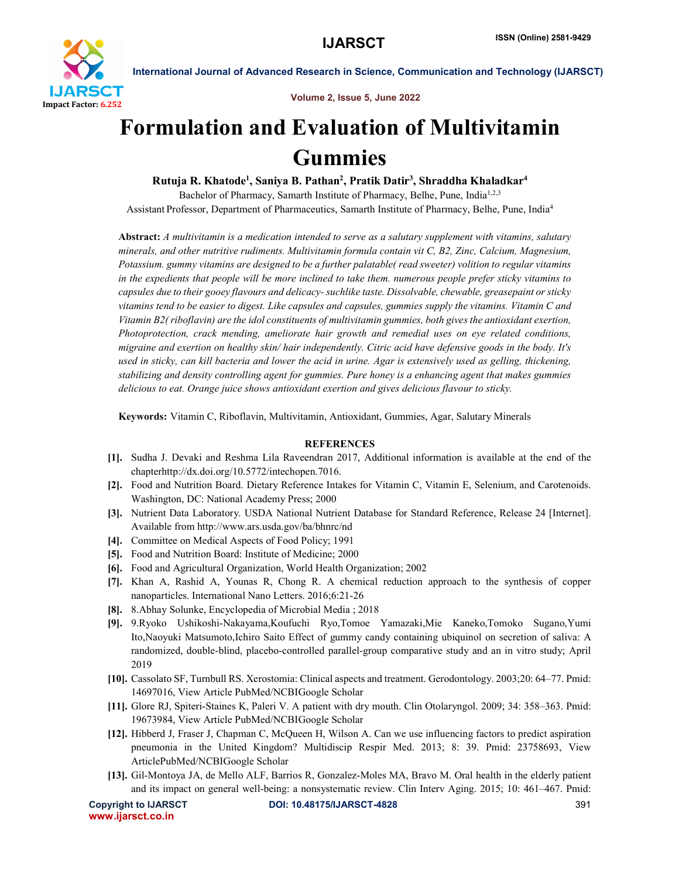# Formulation and Evaluation of Multivitamin Gummies

**Rutuja R. Khatode[1], Saniya B. Pathan[2], Pratik Datir[3], Shraddha Khaladkar[4]**

Bachelor of Pharmacy, Samarth Institute of Pharmacy, Belhe, Pune, India[1,2,3]

Assistant Professor, Department of Pharmaceutics, Samarth Institute of Pharmacy, Belhe, Pune, India[4]

**Abstract:** *A multivitamin is a medication intended to serve as a salutary supplement with vitamins, salutary minerals, and other nutritive rudiments. Multivitamin formula contain vit C, B2, Zinc, Calcium, Magnesium, Potassium. gummy vitamins are designed to be a further palatable( read sweeter) volition to regular vitamins in the expedients that people will be more inclined to take them. numerous people prefer sticky vitamins to capsules due to their gooey flavours and delicacy- suchlike taste. Dissolvable, chewable, greasepaint or sticky vitamins tend to be easier to digest. Like capsules and capsules, gummies supply the vitamins. Vitamin C and Vitamin B2( riboflavin) are the idol constituents of multivitamin gummies, both gives the antioxidant exertion, Photoprotection, crack mending, ameliorate hair growth and remedial uses on eye related conditions, migraine and exertion on healthy skin/ hair independently. Citric acid have defensive goods in the body. It's used in sticky, can kill bacteria and lower the acid in urine. Agar is extensively used as gelling, thickening, stabilizing and density controlling agent for gummies. Pure honey is a enhancing agent that makes gummies delicious to eat. Orange juice shows antioxidant exertion and gives delicious flavour to sticky.*

**Keywords:** Vitamin C, Riboflavin, Multivitamin, Antioxidant, Gummies, Agar, Salutary Minerals

## REFERENCES

[1]. Sudha J. Devaki and Reshma Lila Raveendran 2017, Additional information is available at the end of the chapterhttp://dx.doi.org/10.5772/intechopen.7016.

[2]. Food and Nutrition Board. Dietary Reference Intakes for Vitamin C, Vitamin E, Selenium, and Carotenoids. Washington, DC: National Academy Press; 2000

[3]. Nutrient Data Laboratory. USDA National Nutrient Database for Standard Reference, Release 24 [Internet]. Available from http://www.ars.usda.gov/ba/bhnrc/nd

[4]. Committee on Medical Aspects of Food Policy; 1991

[5]. Food and Nutrition Board: Institute of Medicine; 2000

[6]. Food and Agricultural Organization, World Health Organization; 2002

[7]. Khan A, Rashid A, Younas R, Chong R. A chemical reduction approach to the synthesis of copper nanoparticles. International Nano Letters. 2016;6:21-26

[8]. 8.Abhay Solunke, Encyclopedia of Microbial Media ; 2018

[9]. 9.Ryoko Ushikoshi-Nakayama,Koufuchi Ryo,Tomoe Yamazaki,Mie Kaneko,Tomoko Sugano,Yumi Ito,Naoyuki Matsumoto,Ichiro Saito Effect of gummy candy containing ubiquinol on secretion of saliva: A randomized, double-blind, placebo-controlled parallel-group comparative study and an in vitro study; April 2019

[10]. Cassolato SF, Turnbull RS. Xerostomia: Clinical aspects and treatment. Gerodontology. 2003;20: 64–77. Pmid: 14697016, View Article PubMed/NCBIGoogle Scholar

[11]. Glore RJ, Spiteri-Staines K, Paleri V. A patient with dry mouth. Clin Otolaryngol. 2009; 34: 358–363. Pmid: 19673984, View Article PubMed/NCBIGoogle Scholar

[12]. Hibberd J, Fraser J, Chapman C, McQueen H, Wilson A. Can we use influencing factors to predict aspiration pneumonia in the United Kingdom? Multidiscip Respir Med. 2013; 8: 39. Pmid: 23758693, View ArticlePubMed/NCBIGoogle Scholar

[13]. Gil-Montoya JA, de Mello ALF, Barrios R, Gonzalez-Moles MA, Bravo M. Oral health in the elderly patient and its impact on general well-being: a nonsystematic review. Clin Interv Aging. 2015; 10: 461–467. Pmid: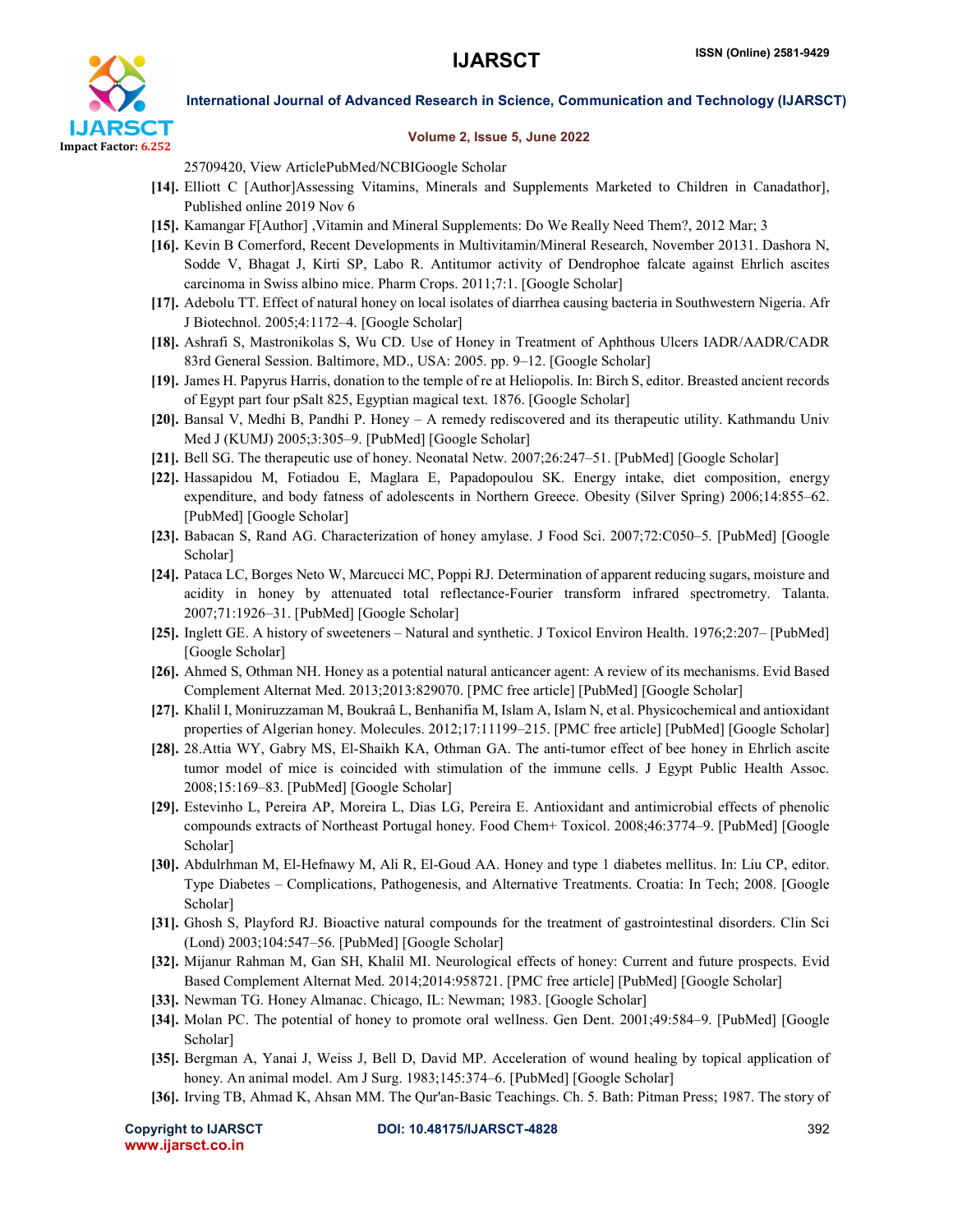25709420, View ArticlePubMed/NCBIGoogle Scholar

- **[14].** Elliott C [Author]Assessing Vitamins, Minerals and Supplements Marketed to Children in Canadathor], Published online 2019 Nov 6
- **[15].** Kamangar F[Author] ,Vitamin and Mineral Supplements: Do We Really Need Them?, 2012 Mar; 3
- **[16].** Kevin B Comerford, Recent Developments in Multivitamin/Mineral Research, November 20131. Dashora N, Sodde V, Bhagat J, Kirti SP, Labo R. Antitumor activity of Dendrophoe falcate against Ehrlich ascites carcinoma in Swiss albino mice. Pharm Crops. 2011;7:1. [Google Scholar]
- **[17].** Adebolu TT. Effect of natural honey on local isolates of diarrhea causing bacteria in Southwestern Nigeria. Afr J Biotechnol. 2005;4:1172–4. [Google Scholar]
- **[18].** Ashrafi S, Mastronikolas S, Wu CD. Use of Honey in Treatment of Aphthous Ulcers IADR/AADR/CADR 83rd General Session. Baltimore, MD., USA: 2005. pp. 9–12. [Google Scholar]
- **[19].** James H. Papyrus Harris, donation to the temple of re at Heliopolis. In: Birch S, editor. Breasted ancient records of Egypt part four pSalt 825, Egyptian magical text. 1876. [Google Scholar]
- **[20].** Bansal V, Medhi B, Pandhi P. Honey – A remedy rediscovered and its therapeutic utility. Kathmandu Univ Med J (KUMJ) 2005;3:305–9. [PubMed] [Google Scholar]
- **[21].** Bell SG. The therapeutic use of honey. Neonatal Netw. 2007;26:247–51. [PubMed] [Google Scholar]
- **[22].** Hassapidou M, Fotiadou E, Maglara E, Papadopoulou SK. Energy intake, diet composition, energy expenditure, and body fatness of adolescents in Northern Greece. Obesity (Silver Spring) 2006;14:855–62. [PubMed] [Google Scholar]
- **[23].** Babacan S, Rand AG. Characterization of honey amylase. J Food Sci. 2007;72:C050–5. [PubMed] [Google Scholar]
- **[24].** Pataca LC, Borges Neto W, Marcucci MC, Poppi RJ. Determination of apparent reducing sugars, moisture and acidity in honey by attenuated total reflectance-Fourier transform infrared spectrometry. Talanta. 2007;71:1926–31. [PubMed] [Google Scholar]
- **[25].** Inglett GE. A history of sweeteners – Natural and synthetic. J Toxicol Environ Health. 1976;2:207– [PubMed] [Google Scholar]
- **[26].** Ahmed S, Othman NH. Honey as a potential natural anticancer agent: A review of its mechanisms. Evid Based Complement Alternat Med. 2013;2013:829070. [PMC free article] [PubMed] [Google Scholar]
- **[27].** Khalil I, Moniruzzaman M, Boukraâ L, Benhanifia M, Islam A, Islam N, et al. Physicochemical and antioxidant properties of Algerian honey. Molecules. 2012;17:11199–215. [PMC free article] [PubMed] [Google Scholar]
- **[28].** 28.Attia WY, Gabry MS, El-Shaikh KA, Othman GA. The anti-tumor effect of bee honey in Ehrlich ascite tumor model of mice is coincided with stimulation of the immune cells. J Egypt Public Health Assoc. 2008;15:169–83. [PubMed] [Google Scholar]
- **[29].** Estevinho L, Pereira AP, Moreira L, Dias LG, Pereira E. Antioxidant and antimicrobial effects of phenolic compounds extracts of Northeast Portugal honey. Food Chem+ Toxicol. 2008;46:3774–9. [PubMed] [Google Scholar]
- **[30].** Abdulrhman M, El-Hefnawy M, Ali R, El-Goud AA. Honey and type 1 diabetes mellitus. In: Liu CP, editor. Type Diabetes – Complications, Pathogenesis, and Alternative Treatments. Croatia: In Tech; 2008. [Google Scholar]
- **[31].** Ghosh S, Playford RJ. Bioactive natural compounds for the treatment of gastrointestinal disorders. Clin Sci (Lond) 2003;104:547–56. [PubMed] [Google Scholar]
- **[32].** Mijanur Rahman M, Gan SH, Khalil MI. Neurological effects of honey: Current and future prospects. Evid Based Complement Alternat Med. 2014;2014:958721. [PMC free article] [PubMed] [Google Scholar]
- **[33].** Newman TG. Honey Almanac. Chicago, IL: Newman; 1983. [Google Scholar]
- **[34].** Molan PC. The potential of honey to promote oral wellness. Gen Dent. 2001;49:584–9. [PubMed] [Google Scholar]
- **[35].** Bergman A, Yanai J, Weiss J, Bell D, David MP. Acceleration of wound healing by topical application of honey. An animal model. Am J Surg. 1983;145:374–6. [PubMed] [Google Scholar]
- **[36].** Irving TB, Ahmad K, Ahsan MM. The Qur'an-Basic Teachings. Ch. 5. Bath: Pitman Press; 1987. The story of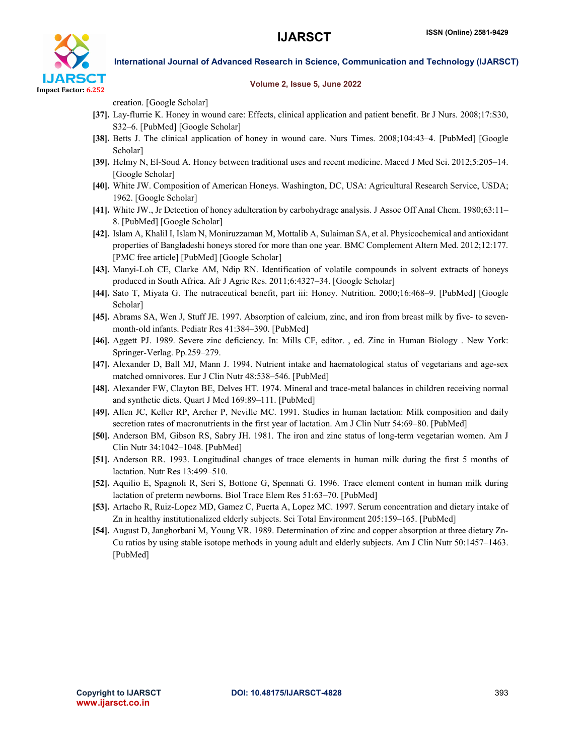creation. [Google Scholar]

[37]. Lay-flurrie K. Honey in wound care: Effects, clinical application and patient benefit. Br J Nurs. 2008;17:S30, S32–6. [PubMed] [Google Scholar]

[38]. Betts J. The clinical application of honey in wound care. Nurs Times. 2008;104:43–4. [PubMed] [Google Scholar]

[39]. Helmy N, El-Soud A. Honey between traditional uses and recent medicine. Maced J Med Sci. 2012;5:205–14. [Google Scholar]

[40]. White JW. Composition of American Honeys. Washington, DC, USA: Agricultural Research Service, USDA; 1962. [Google Scholar]

[41]. White JW., Jr Detection of honey adulteration by carbohydrage analysis. J Assoc Off Anal Chem. 1980;63:11–8. [PubMed] [Google Scholar]

[42]. Islam A, Khalil I, Islam N, Moniruzzaman M, Mottalib A, Sulaiman SA, et al. Physicochemical and antioxidant properties of Bangladeshi honeys stored for more than one year. BMC Complement Altern Med. 2012;12:177. [PMC free article] [PubMed] [Google Scholar]

[43]. Manyi-Loh CE, Clarke AM, Ndip RN. Identification of volatile compounds in solvent extracts of honeys produced in South Africa. Afr J Agric Res. 2011;6:4327–34. [Google Scholar]

[44]. Sato T, Miyata G. The nutraceutical benefit, part iii: Honey. Nutrition. 2000;16:468–9. [PubMed] [Google Scholar]

[45]. Abrams SA, Wen J, Stuff JE. 1997. Absorption of calcium, zinc, and iron from breast milk by five- to seven-month-old infants. Pediatr Res 41:384–390. [PubMed]

[46]. Aggett PJ. 1989. Severe zinc deficiency. In: Mills CF, editor. , ed. Zinc in Human Biology . New York: Springer-Verlag. Pp.259–279.

[47]. Alexander D, Ball MJ, Mann J. 1994. Nutrient intake and haematological status of vegetarians and age-sex matched omnivores. Eur J Clin Nutr 48:538–546. [PubMed]

[48]. Alexander FW, Clayton BE, Delves HT. 1974. Mineral and trace-metal balances in children receiving normal and synthetic diets. Quart J Med 169:89–111. [PubMed]

[49]. Allen JC, Keller RP, Archer P, Neville MC. 1991. Studies in human lactation: Milk composition and daily secretion rates of macronutrients in the first year of lactation. Am J Clin Nutr 54:69–80. [PubMed]

[50]. Anderson BM, Gibson RS, Sabry JH. 1981. The iron and zinc status of long-term vegetarian women. Am J Clin Nutr 34:1042–1048. [PubMed]

[51]. Anderson RR. 1993. Longitudinal changes of trace elements in human milk during the first 5 months of lactation. Nutr Res 13:499–510.

[52]. Aquilio E, Spagnoli R, Seri S, Bottone G, Spennati G. 1996. Trace element content in human milk during lactation of preterm newborns. Biol Trace Elem Res 51:63–70. [PubMed]

[53]. Artacho R, Ruiz-Lopez MD, Gamez C, Puerta A, Lopez MC. 1997. Serum concentration and dietary intake of Zn in healthy institutionalized elderly subjects. Sci Total Environment 205:159–165. [PubMed]

[54]. August D, Janghorbani M, Young VR. 1989. Determination of zinc and copper absorption at three dietary Zn-Cu ratios by using stable isotope methods in young adult and elderly subjects. Am J Clin Nutr 50:1457–1463. [PubMed]